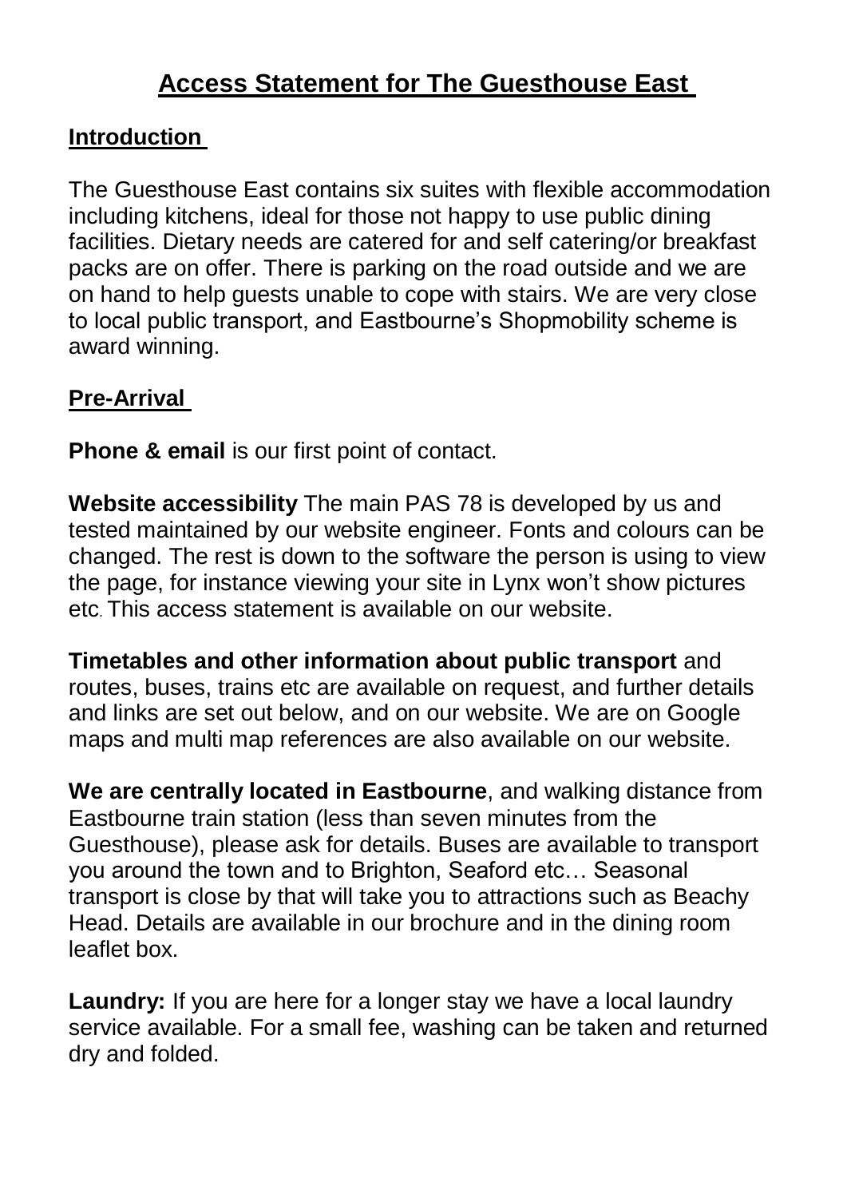# Access Statement for The Guesthouse East

## Introduction

The Guesthouse East contains six suites with flexible accommodation including kitchens, ideal for those not happy to use public dining facilities. Dietary needs are catered for and self catering/or breakfast packs are on offer. There is parking on the road outside and we are on hand to help guests unable to cope with stairs. We are very close to local public transport, and Eastbourne's Shopmobility scheme is award winning.

## Pre-Arrival

**Phone & email** is our first point of contact.

**Website accessibility** The main PAS 78 is developed by us and tested maintained by our website engineer. Fonts and colours can be changed. The rest is down to the software the person is using to view the page, for instance viewing your site in Lynx won't show pictures etc. This access statement is available on our website.

**Timetables and other information about public transport** and routes, buses, trains etc are available on request, and further details and links are set out below, and on our website. We are on Google maps and multi map references are also available on our website.

**We are centrally located in Eastbourne**, and walking distance from Eastbourne train station (less than seven minutes from the Guesthouse), please ask for details. Buses are available to transport you around the town and to Brighton, Seaford etc… Seasonal transport is close by that will take you to attractions such as Beachy Head. Details are available in our brochure and in the dining room leaflet box.

**Laundry:** If you are here for a longer stay we have a local laundry service available. For a small fee, washing can be taken and returned dry and folded.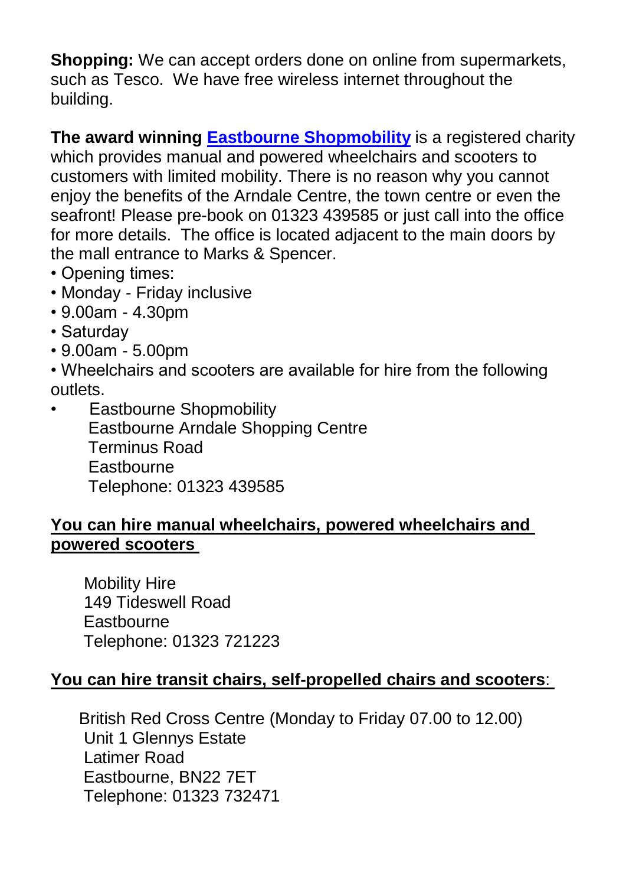**Shopping:** We can accept orders done on online from supermarkets, such as Tesco. We have free wireless internet throughout the building.

**The award winning [Eastbourne Shopmobility]** is a registered charity which provides manual and powered wheelchairs and scooters to customers with limited mobility. There is no reason why you cannot enjoy the benefits of the Arndale Centre, the town centre or even the seafront! Please pre-book on 01323 439585 or just call into the office for more details. The office is located adjacent to the main doors by the mall entrance to Marks & Spencer.

- Opening times:
- Monday - Friday inclusive
- 9.00am - 4.30pm
- Saturday
- 9.00am - 5.00pm
- Wheelchairs and scooters are available for hire from the following outlets.
- Eastbourne Shopmobility
  Eastbourne Arndale Shopping Centre
  Terminus Road
  Eastbourne
  Telephone: 01323 439585

**You can hire manual wheelchairs, powered wheelchairs and powered scooters**

Mobility Hire
149 Tideswell Road
Eastbourne
Telephone: 01323 721223

**You can hire transit chairs, self-propelled chairs and scooters**:

British Red Cross Centre (Monday to Friday 07.00 to 12.00)
Unit 1 Glennys Estate
Latimer Road
Eastbourne, BN22 7ET
Telephone: 01323 732471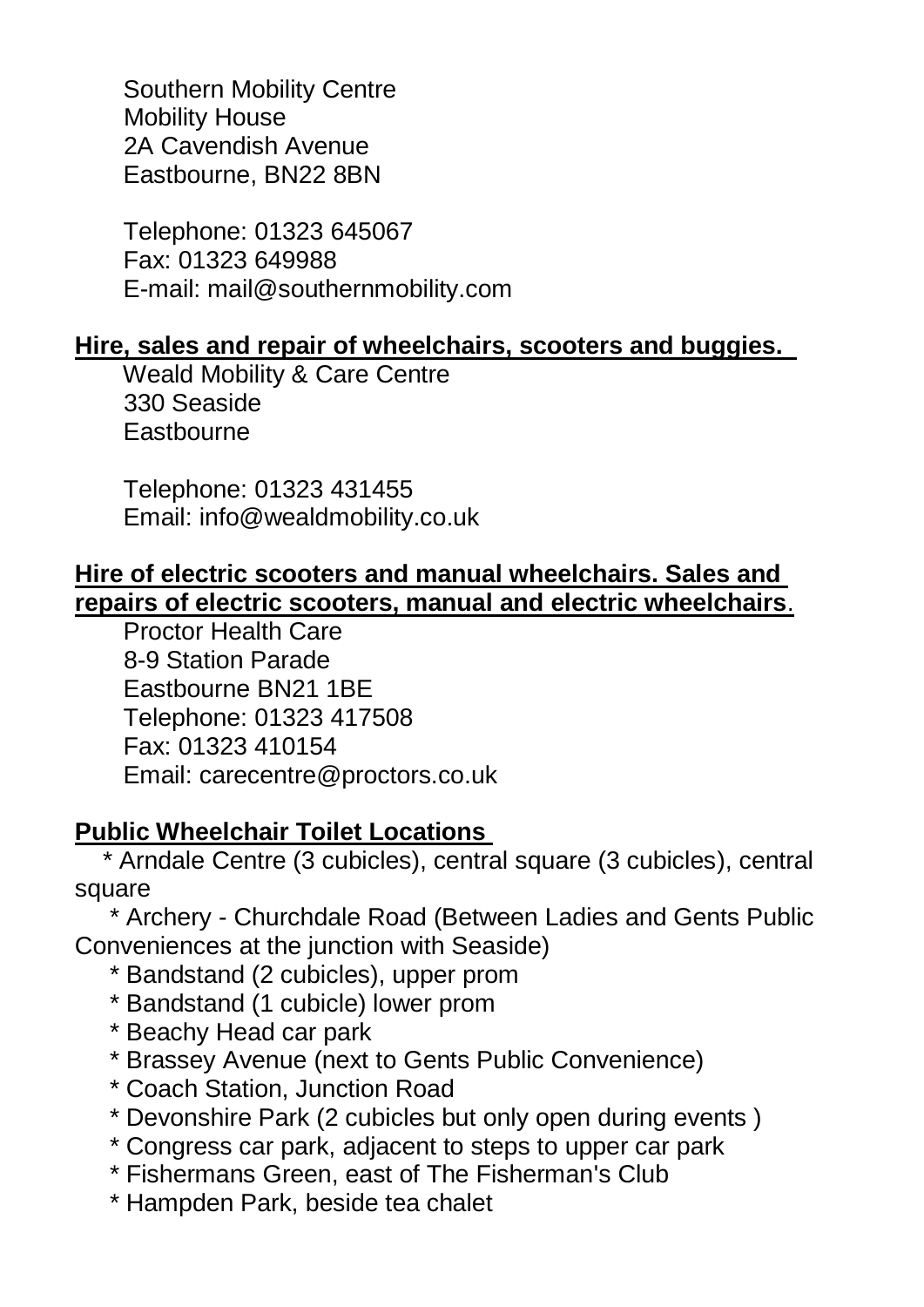Southern Mobility Centre
Mobility House
2A Cavendish Avenue
Eastbourne, BN22 8BN

Telephone: 01323 645067
Fax: 01323 649988
E-mail: mail@southernmobility.com

**Hire, sales and repair of wheelchairs, scooters and buggies.**

Weald Mobility & Care Centre
330 Seaside
Eastbourne

Telephone: 01323 431455
Email: info@wealdmobility.co.uk

**Hire of electric scooters and manual wheelchairs. Sales and repairs of electric scooters, manual and electric wheelchairs**.

Proctor Health Care
8-9 Station Parade
Eastbourne BN21 1BE
Telephone: 01323 417508
Fax: 01323 410154
Email: carecentre@proctors.co.uk

**Public Wheelchair Toilet Locations**

* Arndale Centre (3 cubicles), central square (3 cubicles), central square
* Archery - Churchdale Road (Between Ladies and Gents Public Conveniences at the junction with Seaside)
* Bandstand (2 cubicles), upper prom
* Bandstand (1 cubicle) lower prom
* Beachy Head car park
* Brassey Avenue (next to Gents Public Convenience)
* Coach Station, Junction Road
* Devonshire Park (2 cubicles but only open during events )
* Congress car park, adjacent to steps to upper car park
* Fishermans Green, east of The Fisherman's Club
* Hampden Park, beside tea chalet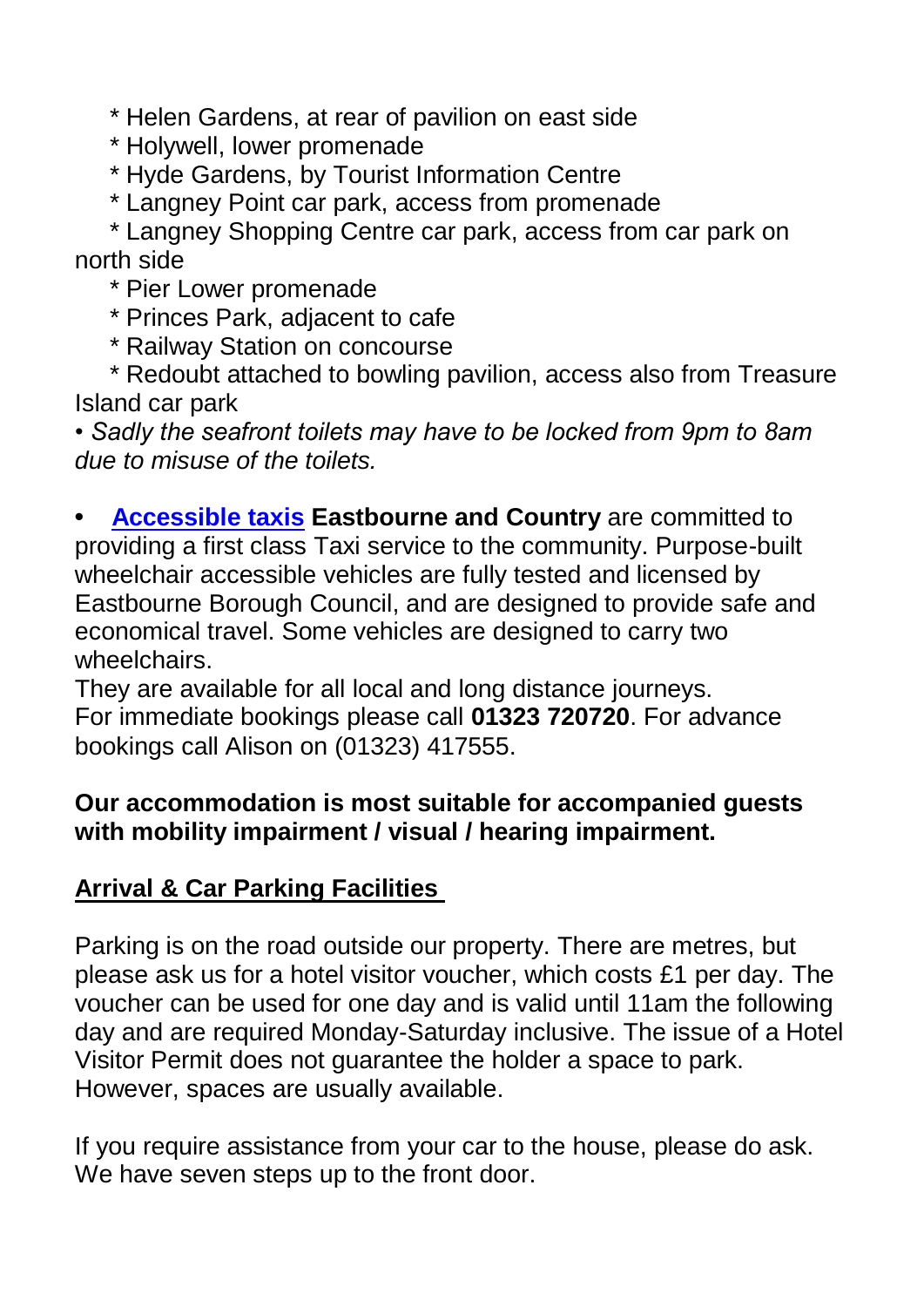* Helen Gardens, at rear of pavilion on east side
* Holywell, lower promenade
* Hyde Gardens, by Tourist Information Centre
* Langney Point car park, access from promenade
* Langney Shopping Centre car park, access from car park on north side
* Pier Lower promenade
* Princes Park, adjacent to cafe
* Railway Station on concourse
* Redoubt attached to bowling pavilion, access also from Treasure Island car park

• *Sadly the seafront toilets may have to be locked from 9pm to 8am due to misuse of the toilets.*

- Accessible taxis **Eastbourne and Country** are committed to providing a first class Taxi service to the community. Purpose-built wheelchair accessible vehicles are fully tested and licensed by Eastbourne Borough Council, and are designed to provide safe and economical travel. Some vehicles are designed to carry two wheelchairs.
  They are available for all local and long distance journeys.
  For immediate bookings please call **01323 720720**. For advance bookings call Alison on (01323) 417555.

**Our accommodation is most suitable for accompanied guests with mobility impairment / visual / hearing impairment.**

## Arrival & Car Parking Facilities

Parking is on the road outside our property. There are metres, but please ask us for a hotel visitor voucher, which costs £1 per day. The voucher can be used for one day and is valid until 11am the following day and are required Monday-Saturday inclusive. The issue of a Hotel Visitor Permit does not guarantee the holder a space to park. However, spaces are usually available.

If you require assistance from your car to the house, please do ask. We have seven steps up to the front door.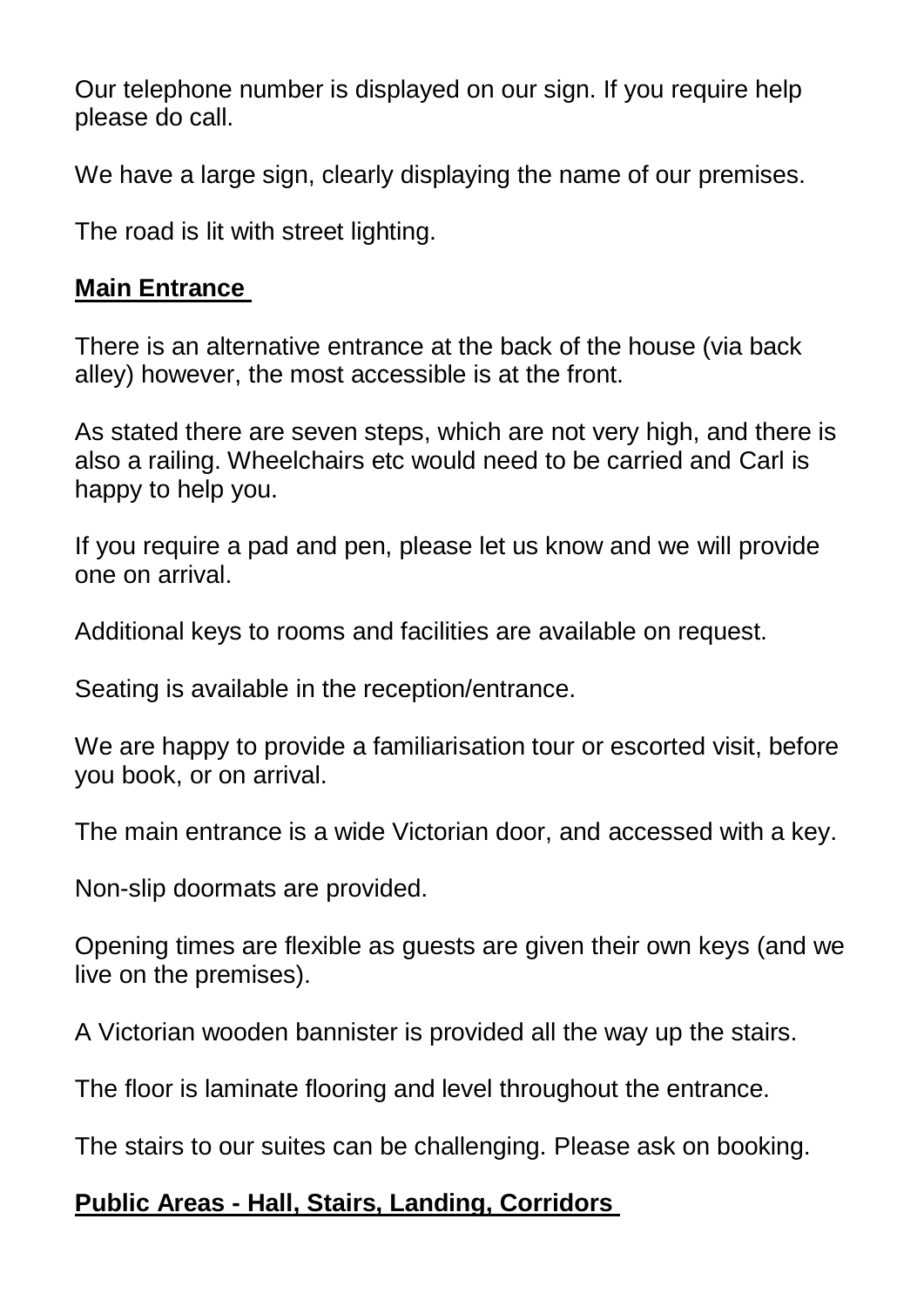Our telephone number is displayed on our sign. If you require help please do call.

We have a large sign, clearly displaying the name of our premises.

The road is lit with street lighting.

## Main Entrance

There is an alternative entrance at the back of the house (via back alley) however, the most accessible is at the front.

As stated there are seven steps, which are not very high, and there is also a railing. Wheelchairs etc would need to be carried and Carl is happy to help you.

If you require a pad and pen, please let us know and we will provide one on arrival.

Additional keys to rooms and facilities are available on request.

Seating is available in the reception/entrance.

We are happy to provide a familiarisation tour or escorted visit, before you book, or on arrival.

The main entrance is a wide Victorian door, and accessed with a key.

Non-slip doormats are provided.

Opening times are flexible as guests are given their own keys (and we live on the premises).

A Victorian wooden bannister is provided all the way up the stairs.

The floor is laminate flooring and level throughout the entrance.

The stairs to our suites can be challenging. Please ask on booking.

## Public Areas - Hall, Stairs, Landing, Corridors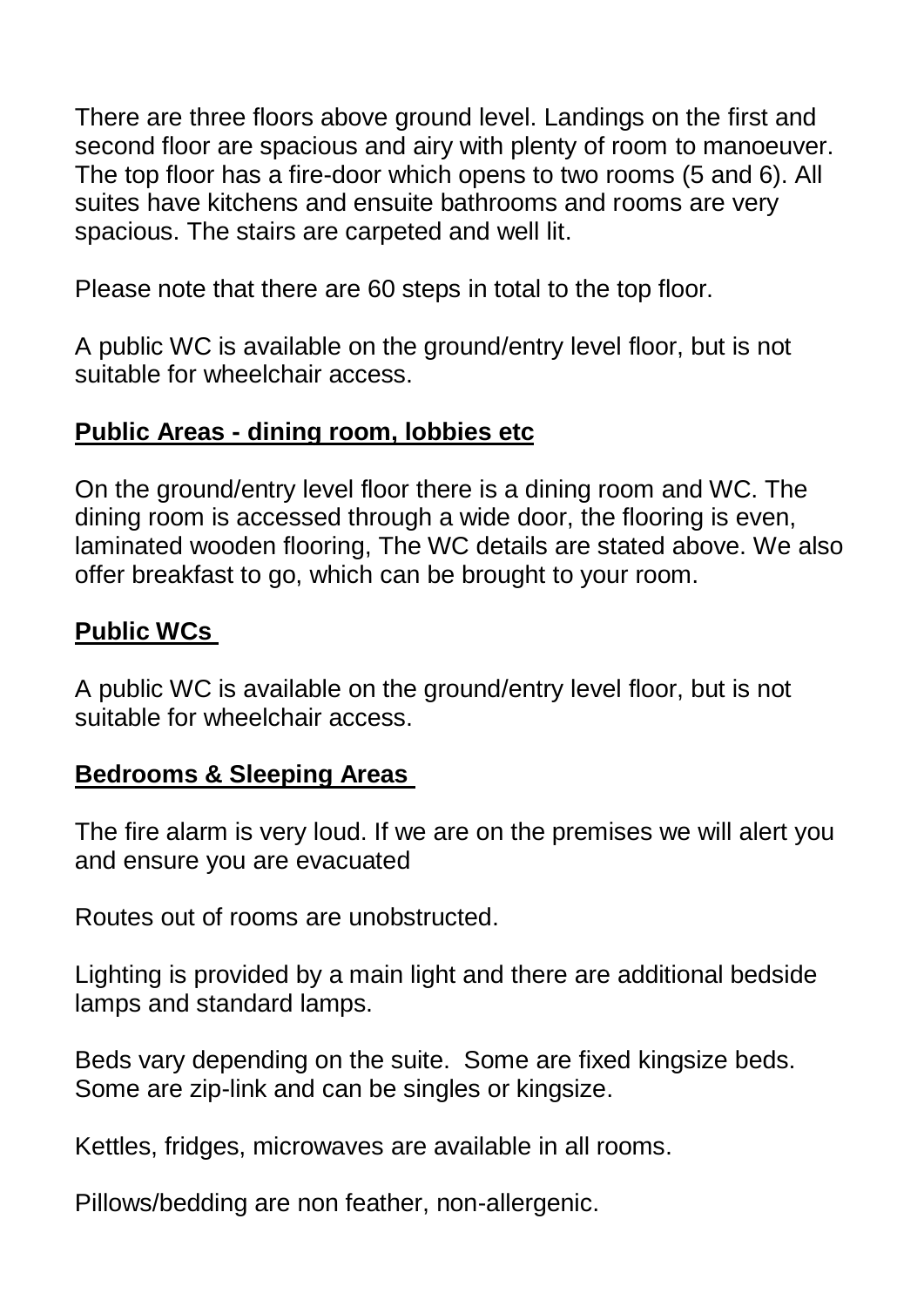There are three floors above ground level. Landings on the first and second floor are spacious and airy with plenty of room to manoeuver. The top floor has a fire-door which opens to two rooms (5 and 6). All suites have kitchens and ensuite bathrooms and rooms are very spacious. The stairs are carpeted and well lit.

Please note that there are 60 steps in total to the top floor.

A public WC is available on the ground/entry level floor, but is not suitable for wheelchair access.

## Public Areas - dining room, lobbies etc

On the ground/entry level floor there is a dining room and WC. The dining room is accessed through a wide door, the flooring is even, laminated wooden flooring, The WC details are stated above. We also offer breakfast to go, which can be brought to your room.

## Public WCs

A public WC is available on the ground/entry level floor, but is not suitable for wheelchair access.

## Bedrooms & Sleeping Areas

The fire alarm is very loud. If we are on the premises we will alert you and ensure you are evacuated

Routes out of rooms are unobstructed.

Lighting is provided by a main light and there are additional bedside lamps and standard lamps.

Beds vary depending on the suite. Some are fixed kingsize beds. Some are zip-link and can be singles or kingsize.

Kettles, fridges, microwaves are available in all rooms.

Pillows/bedding are non feather, non-allergenic.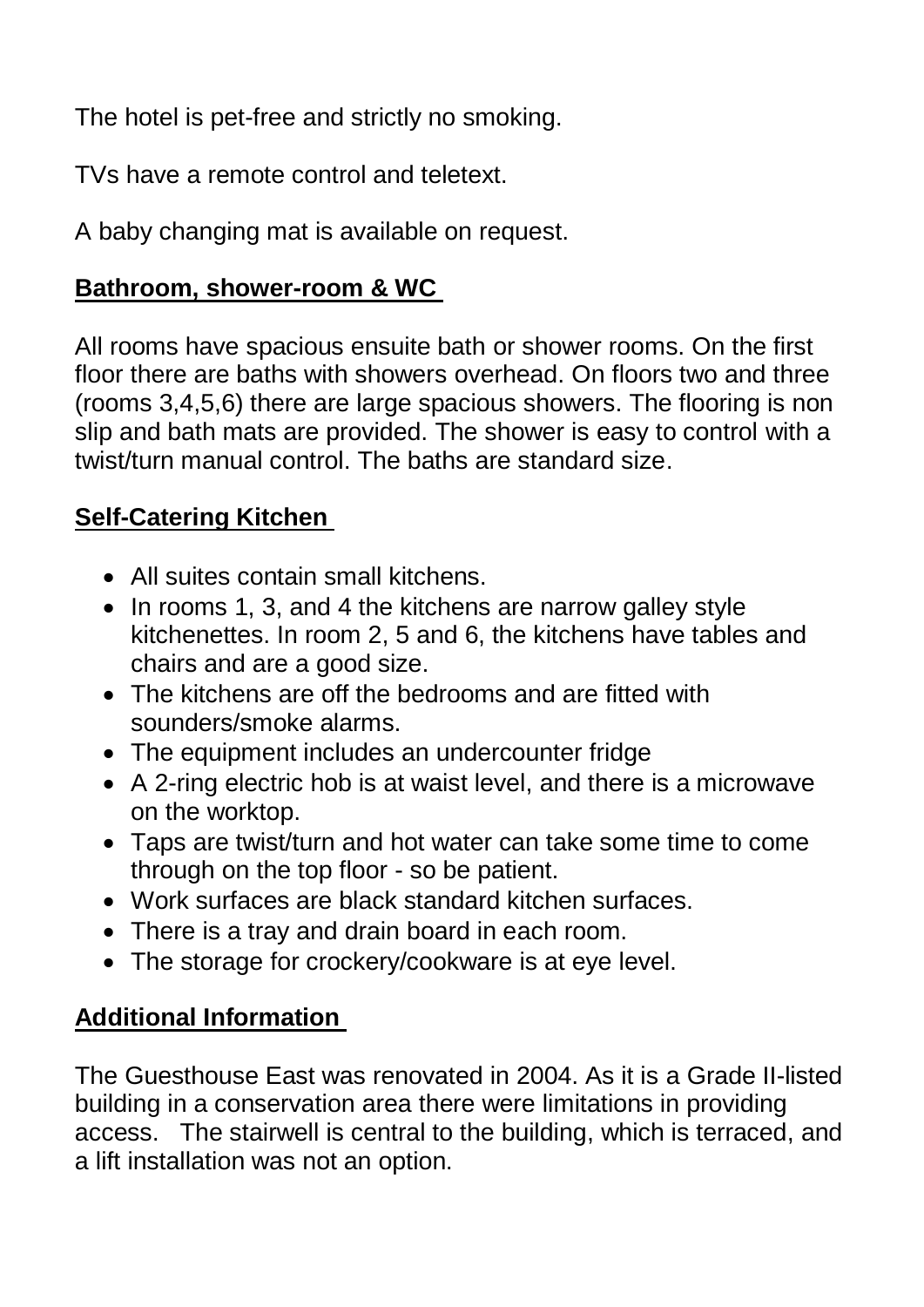The hotel is pet-free and strictly no smoking.

TVs have a remote control and teletext.

A baby changing mat is available on request.

## Bathroom, shower-room & WC

All rooms have spacious ensuite bath or shower rooms. On the first floor there are baths with showers overhead. On floors two and three (rooms 3,4,5,6) there are large spacious showers. The flooring is non slip and bath mats are provided. The shower is easy to control with a twist/turn manual control. The baths are standard size.

## Self-Catering Kitchen

- All suites contain small kitchens.
- In rooms 1, 3, and 4 the kitchens are narrow galley style kitchenettes. In room 2, 5 and 6, the kitchens have tables and chairs and are a good size.
- The kitchens are off the bedrooms and are fitted with sounders/smoke alarms.
- The equipment includes an undercounter fridge
- A 2-ring electric hob is at waist level, and there is a microwave on the worktop.
- Taps are twist/turn and hot water can take some time to come through on the top floor - so be patient.
- Work surfaces are black standard kitchen surfaces.
- There is a tray and drain board in each room.
- The storage for crockery/cookware is at eye level.

## Additional Information

The Guesthouse East was renovated in 2004. As it is a Grade II-listed building in a conservation area there were limitations in providing access. The stairwell is central to the building, which is terraced, and a lift installation was not an option.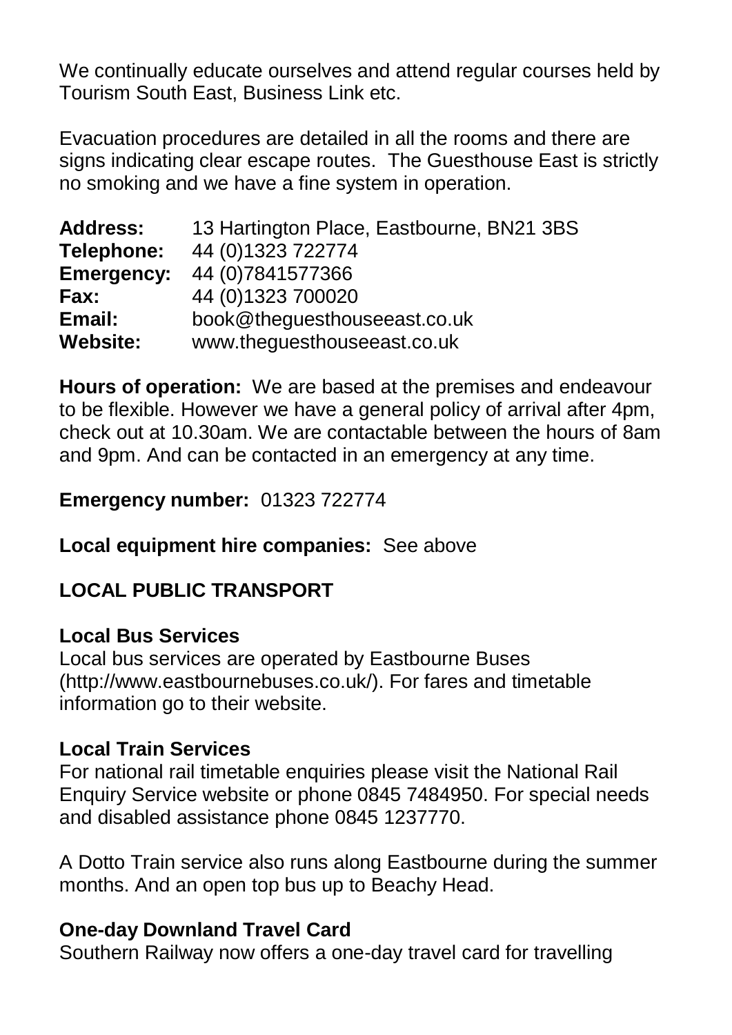We continually educate ourselves and attend regular courses held by Tourism South East, Business Link etc.

Evacuation procedures are detailed in all the rooms and there are signs indicating clear escape routes. The Guesthouse East is strictly no smoking and we have a fine system in operation.

**Address:** 13 Hartington Place, Eastbourne, BN21 3BS
**Telephone:** 44 (0)1323 722774
**Emergency:** 44 (0)7841577366
**Fax:** 44 (0)1323 700020
**Email:** book@theguesthouseeast.co.uk
**Website:** www.theguesthouseeast.co.uk

**Hours of operation:** We are based at the premises and endeavour to be flexible. However we have a general policy of arrival after 4pm, check out at 10.30am. We are contactable between the hours of 8am and 9pm. And can be contacted in an emergency at any time.

**Emergency number:** 01323 722774

**Local equipment hire companies:** See above

## LOCAL PUBLIC TRANSPORT

### Local Bus Services

Local bus services are operated by Eastbourne Buses (http://www.eastbournebuses.co.uk/). For fares and timetable information go to their website.

### Local Train Services

For national rail timetable enquiries please visit the National Rail Enquiry Service website or phone 0845 7484950. For special needs and disabled assistance phone 0845 1237770.

A Dotto Train service also runs along Eastbourne during the summer months. And an open top bus up to Beachy Head.

### One-day Downland Travel Card

Southern Railway now offers a one-day travel card for travelling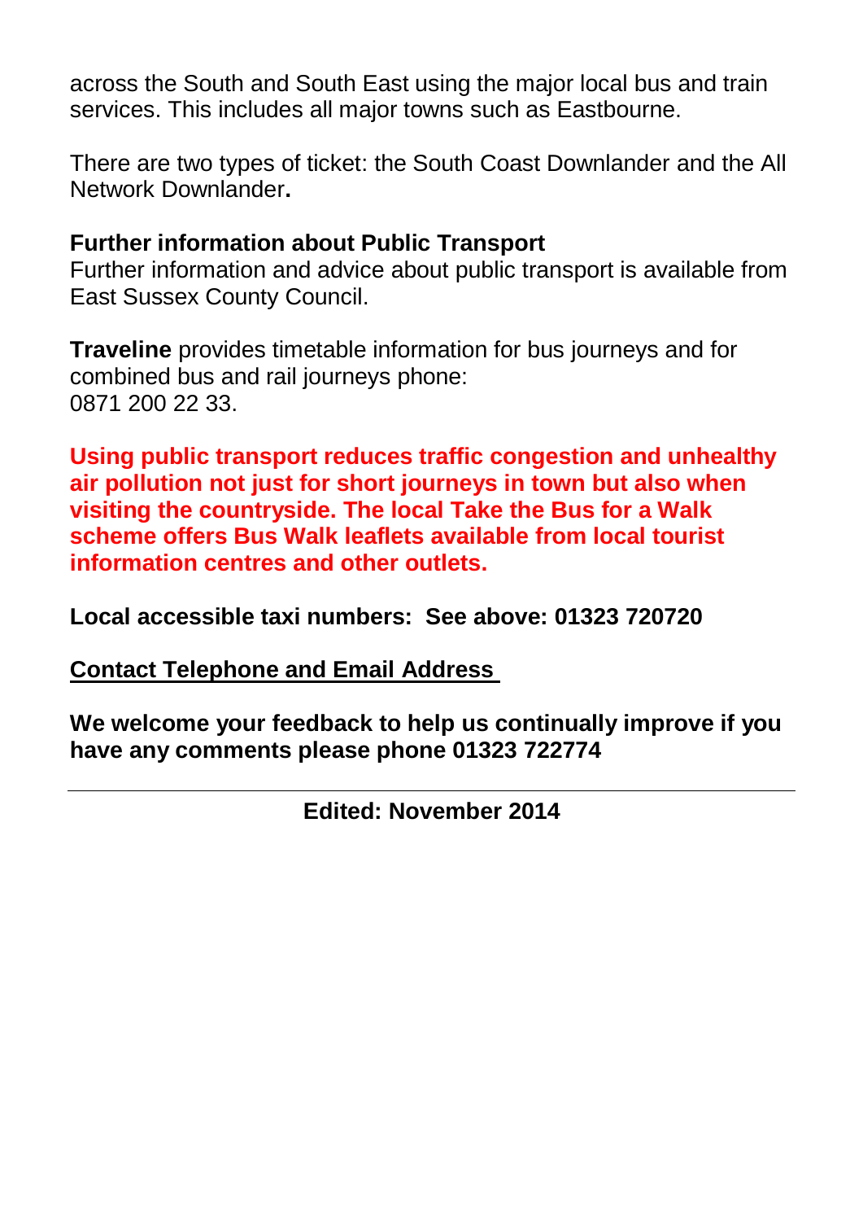across the South and South East using the major local bus and train services. This includes all major towns such as Eastbourne.

There are two types of ticket: the South Coast Downlander and the All Network Downlander**.**

**Further information about Public Transport**
Further information and advice about public transport is available from East Sussex County Council.

**Traveline** provides timetable information for bus journeys and for combined bus and rail journeys phone:
0871 200 22 33.

**Using public transport reduces traffic congestion and unhealthy air pollution not just for short journeys in town but also when visiting the countryside. The local Take the Bus for a Walk scheme offers Bus Walk leaflets available from local tourist information centres and other outlets.**

**Local accessible taxi numbers: See above: 01323 720720**

**<u>Contact Telephone and Email Address</u>**

**We welcome your feedback to help us continually improve if you have any comments please phone 01323 722774**

---

**Edited: November 2014**